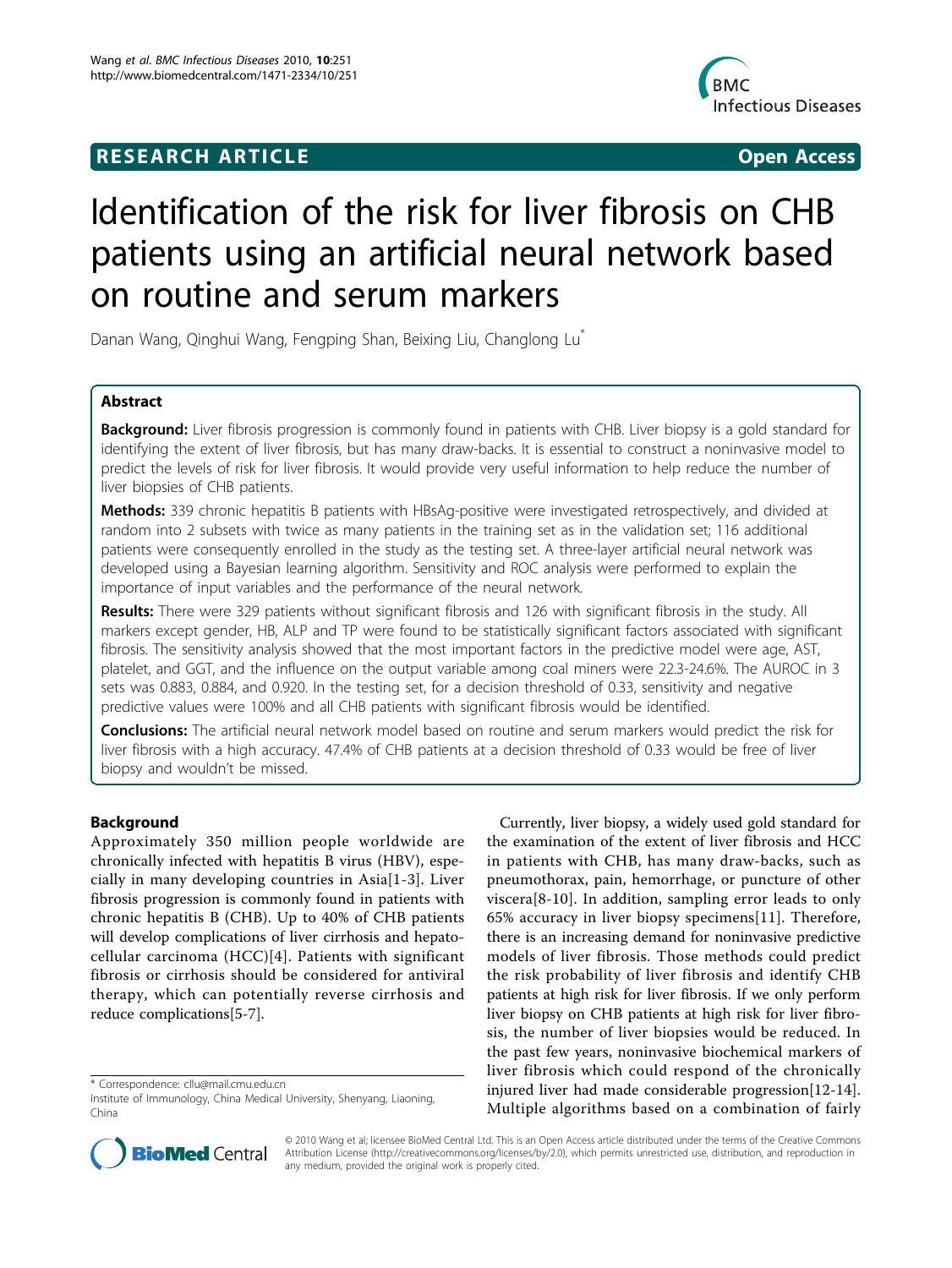**RESEARCH ARTICLE** **Open Access**

# Identification of the risk for liver fibrosis on CHB patients using an artificial neural network based on routine and serum markers

Danan Wang, Qinghui Wang, Fengping Shan, Beixing Liu, Changlong Lu*

## Abstract

**Background:** Liver fibrosis progression is commonly found in patients with CHB. Liver biopsy is a gold standard for identifying the extent of liver fibrosis, but has many draw-backs. It is essential to construct a noninvasive model to predict the levels of risk for liver fibrosis. It would provide very useful information to help reduce the number of liver biopsies of CHB patients.

**Methods:** 339 chronic hepatitis B patients with HBsAg-positive were investigated retrospectively, and divided at random into 2 subsets with twice as many patients in the training set as in the validation set; 116 additional patients were consequently enrolled in the study as the testing set. A three-layer artificial neural network was developed using a Bayesian learning algorithm. Sensitivity and ROC analysis were performed to explain the importance of input variables and the performance of the neural network.

**Results:** There were 329 patients without significant fibrosis and 126 with significant fibrosis in the study. All markers except gender, HB, ALP and TP were found to be statistically significant factors associated with significant fibrosis. The sensitivity analysis showed that the most important factors in the predictive model were age, AST, platelet, and GGT, and the influence on the output variable among coal miners were 22.3-24.6%. The AUROC in 3 sets was 0.883, 0.884, and 0.920. In the testing set, for a decision threshold of 0.33, sensitivity and negative predictive values were 100% and all CHB patients with significant fibrosis would be identified.

**Conclusions:** The artificial neural network model based on routine and serum markers would predict the risk for liver fibrosis with a high accuracy. 47.4% of CHB patients at a decision threshold of 0.33 would be free of liver biopsy and wouldn't be missed.

## Background

Approximately 350 million people worldwide are chronically infected with hepatitis B virus (HBV), especially in many developing countries in Asia[1-3]. Liver fibrosis progression is commonly found in patients with chronic hepatitis B (CHB). Up to 40% of CHB patients will develop complications of liver cirrhosis and hepatocellular carcinoma (HCC)[4]. Patients with significant fibrosis or cirrhosis should be considered for antiviral therapy, which can potentially reverse cirrhosis and reduce complications[5-7].

Currently, liver biopsy, a widely used gold standard for the examination of the extent of liver fibrosis and HCC in patients with CHB, has many draw-backs, such as pneumothorax, pain, hemorrhage, or puncture of other viscera[8-10]. In addition, sampling error leads to only 65% accuracy in liver biopsy specimens[11]. Therefore, there is an increasing demand for noninvasive predictive models of liver fibrosis. Those methods could predict the risk probability of liver fibrosis and identify CHB patients at high risk for liver fibrosis. If we only perform liver biopsy on CHB patients at high risk for liver fibrosis, the number of liver biopsies would be reduced. In the past few years, noninvasive biochemical markers of liver fibrosis which could respond of the chronically injured liver had made considerable progression[12-14]. Multiple algorithms based on a combination of fairly

\* Correspondence: cllu@mail.cmu.edu.cn
Institute of Immunology, China Medical University, Shenyang, Liaoning, China

© 2010 Wang et al; licensee BioMed Central Ltd. This is an Open Access article distributed under the terms of the Creative Commons Attribution License (http://creativecommons.org/licenses/by/2.0), which permits unrestricted use, distribution, and reproduction in any medium, provided the original work is properly cited.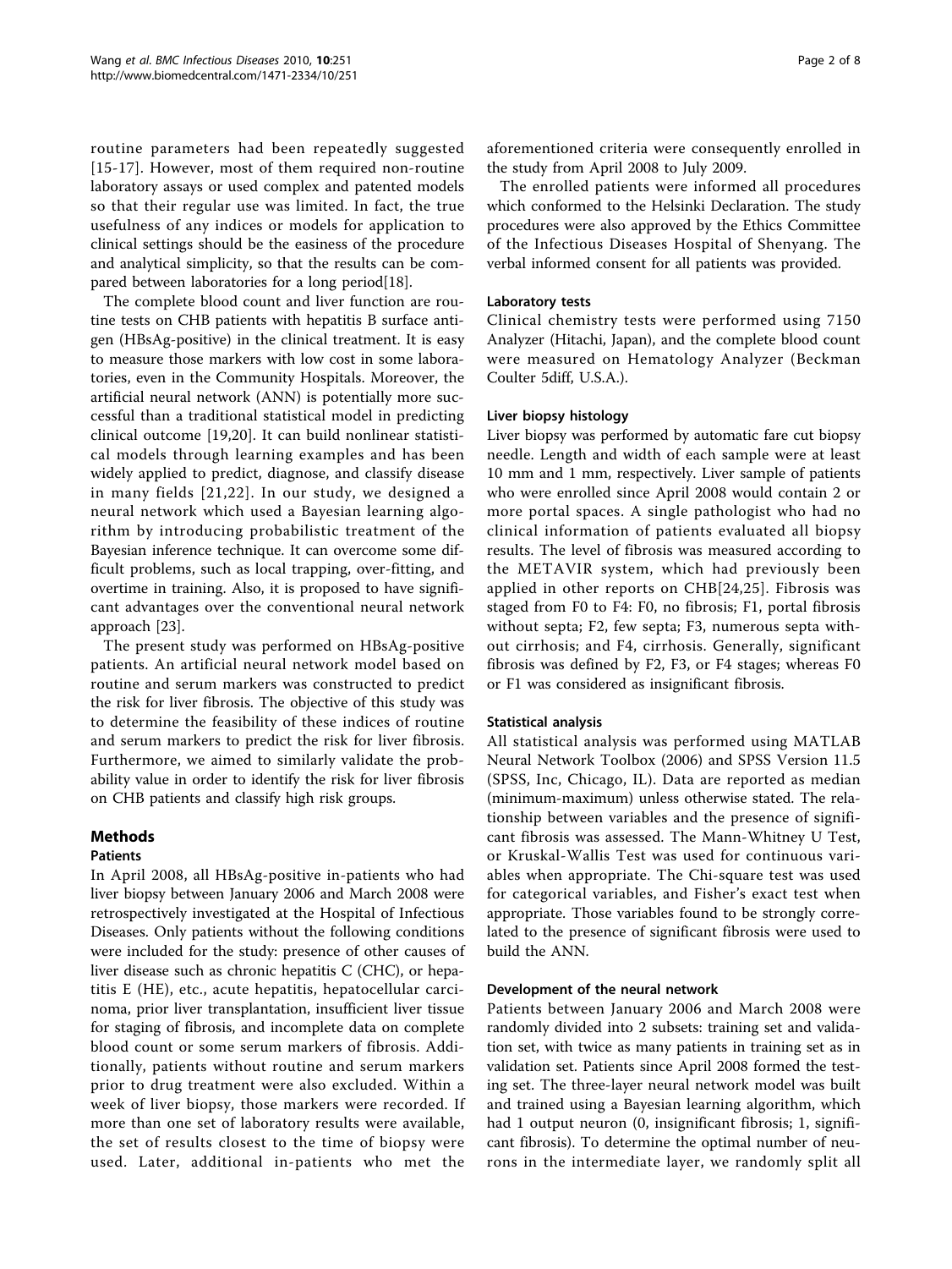routine parameters had been repeatedly suggested [15-17]. However, most of them required non-routine laboratory assays or used complex and patented models so that their regular use was limited. In fact, the true usefulness of any indices or models for application to clinical settings should be the easiness of the procedure and analytical simplicity, so that the results can be compared between laboratories for a long period[18].

The complete blood count and liver function are routine tests on CHB patients with hepatitis B surface antigen (HBsAg-positive) in the clinical treatment. It is easy to measure those markers with low cost in some laboratories, even in the Community Hospitals. Moreover, the artificial neural network (ANN) is potentially more successful than a traditional statistical model in predicting clinical outcome [19,20]. It can build nonlinear statistical models through learning examples and has been widely applied to predict, diagnose, and classify disease in many fields [21,22]. In our study, we designed a neural network which used a Bayesian learning algorithm by introducing probabilistic treatment of the Bayesian inference technique. It can overcome some difficult problems, such as local trapping, over-fitting, and overtime in training. Also, it is proposed to have significant advantages over the conventional neural network approach [23].

The present study was performed on HBsAg-positive patients. An artificial neural network model based on routine and serum markers was constructed to predict the risk for liver fibrosis. The objective of this study was to determine the feasibility of these indices of routine and serum markers to predict the risk for liver fibrosis. Furthermore, we aimed to similarly validate the probability value in order to identify the risk for liver fibrosis on CHB patients and classify high risk groups.

## Methods

### Patients

In April 2008, all HBsAg-positive in-patients who had liver biopsy between January 2006 and March 2008 were retrospectively investigated at the Hospital of Infectious Diseases. Only patients without the following conditions were included for the study: presence of other causes of liver disease such as chronic hepatitis C (CHC), or hepatitis E (HE), etc., acute hepatitis, hepatocellular carcinoma, prior liver transplantation, insufficient liver tissue for staging of fibrosis, and incomplete data on complete blood count or some serum markers of fibrosis. Additionally, patients without routine and serum markers prior to drug treatment were also excluded. Within a week of liver biopsy, those markers were recorded. If more than one set of laboratory results were available, the set of results closest to the time of biopsy were used. Later, additional in-patients who met the aforementioned criteria were consequently enrolled in the study from April 2008 to July 2009.

The enrolled patients were informed all procedures which conformed to the Helsinki Declaration. The study procedures were also approved by the Ethics Committee of the Infectious Diseases Hospital of Shenyang. The verbal informed consent for all patients was provided.

### Laboratory tests

Clinical chemistry tests were performed using 7150 Analyzer (Hitachi, Japan), and the complete blood count were measured on Hematology Analyzer (Beckman Coulter 5diff, U.S.A.).

### Liver biopsy histology

Liver biopsy was performed by automatic fare cut biopsy needle. Length and width of each sample were at least 10 mm and 1 mm, respectively. Liver sample of patients who were enrolled since April 2008 would contain 2 or more portal spaces. A single pathologist who had no clinical information of patients evaluated all biopsy results. The level of fibrosis was measured according to the METAVIR system, which had previously been applied in other reports on CHB[24,25]. Fibrosis was staged from F0 to F4: F0, no fibrosis; F1, portal fibrosis without septa; F2, few septa; F3, numerous septa without cirrhosis; and F4, cirrhosis. Generally, significant fibrosis was defined by F2, F3, or F4 stages; whereas F0 or F1 was considered as insignificant fibrosis.

### Statistical analysis

All statistical analysis was performed using MATLAB Neural Network Toolbox (2006) and SPSS Version 11.5 (SPSS, Inc, Chicago, IL). Data are reported as median (minimum-maximum) unless otherwise stated. The relationship between variables and the presence of significant fibrosis was assessed. The Mann-Whitney U Test, or Kruskal-Wallis Test was used for continuous variables when appropriate. The Chi-square test was used for categorical variables, and Fisher's exact test when appropriate. Those variables found to be strongly correlated to the presence of significant fibrosis were used to build the ANN.

### Development of the neural network

Patients between January 2006 and March 2008 were randomly divided into 2 subsets: training set and validation set, with twice as many patients in training set as in validation set. Patients since April 2008 formed the testing set. The three-layer neural network model was built and trained using a Bayesian learning algorithm, which had 1 output neuron (0, insignificant fibrosis; 1, significant fibrosis). To determine the optimal number of neurons in the intermediate layer, we randomly split all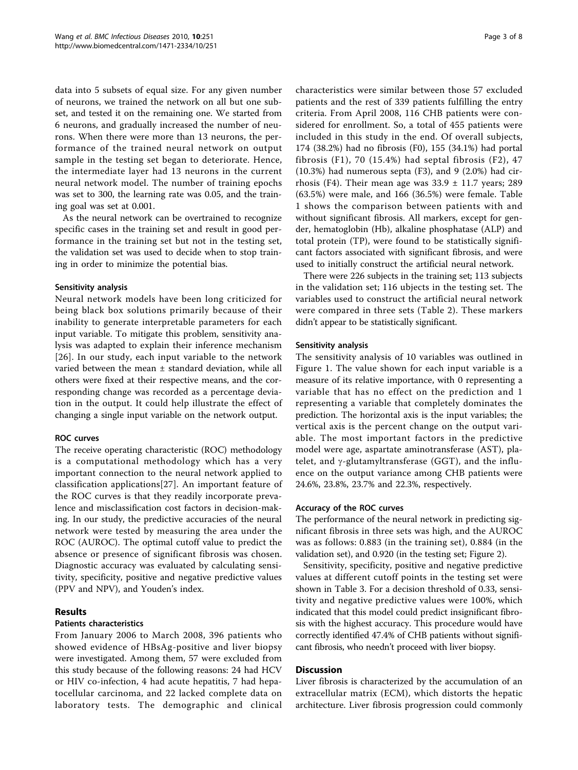data into 5 subsets of equal size. For any given number of neurons, we trained the network on all but one subset, and tested it on the remaining one. We started from 6 neurons, and gradually increased the number of neurons. When there were more than 13 neurons, the performance of the trained neural network on output sample in the testing set began to deteriorate. Hence, the intermediate layer had 13 neurons in the current neural network model. The number of training epochs was set to 300, the learning rate was 0.05, and the training goal was set at 0.001.

As the neural network can be overtrained to recognize specific cases in the training set and result in good performance in the training set but not in the testing set, the validation set was used to decide when to stop training in order to minimize the potential bias.

### Sensitivity analysis

Neural network models have been long criticized for being black box solutions primarily because of their inability to generate interpretable parameters for each input variable. To mitigate this problem, sensitivity analysis was adapted to explain their inference mechanism [26]. In our study, each input variable to the network varied between the mean ± standard deviation, while all others were fixed at their respective means, and the corresponding change was recorded as a percentage deviation in the output. It could help illustrate the effect of changing a single input variable on the network output.

### ROC curves

The receive operating characteristic (ROC) methodology is a computational methodology which has a very important connection to the neural network applied to classification applications[27]. An important feature of the ROC curves is that they readily incorporate prevalence and misclassification cost factors in decision-making. In our study, the predictive accuracies of the neural network were tested by measuring the area under the ROC (AUROC). The optimal cutoff value to predict the absence or presence of significant fibrosis was chosen. Diagnostic accuracy was evaluated by calculating sensitivity, specificity, positive and negative predictive values (PPV and NPV), and Youden's index.

## Results

### Patients characteristics

From January 2006 to March 2008, 396 patients who showed evidence of HBsAg-positive and liver biopsy were investigated. Among them, 57 were excluded from this study because of the following reasons: 24 had HCV or HIV co-infection, 4 had acute hepatitis, 7 had hepatocellular carcinoma, and 22 lacked complete data on laboratory tests. The demographic and clinical characteristics were similar between those 57 excluded patients and the rest of 339 patients fulfilling the entry criteria. From April 2008, 116 CHB patients were considered for enrollment. So, a total of 455 patients were included in this study in the end. Of overall subjects, 174 (38.2%) had no fibrosis (F0), 155 (34.1%) had portal fibrosis (F1), 70 (15.4%) had septal fibrosis (F2), 47 (10.3%) had numerous septa (F3), and 9 (2.0%) had cirrhosis (F4). Their mean age was 33.9 ± 11.7 years; 289 (63.5%) were male, and 166 (36.5%) were female. Table 1 shows the comparison between patients with and without significant fibrosis. All markers, except for gender, hematoglobin (Hb), alkaline phosphatase (ALP) and total protein (TP), were found to be statistically significant factors associated with significant fibrosis, and were used to initially construct the artificial neural network.

There were 226 subjects in the training set; 113 subjects in the validation set; 116 ubjects in the testing set. The variables used to construct the artificial neural network were compared in three sets (Table 2). These markers didn't appear to be statistically significant.

### Sensitivity analysis

The sensitivity analysis of 10 variables was outlined in Figure 1. The value shown for each input variable is a measure of its relative importance, with 0 representing a variable that has no effect on the prediction and 1 representing a variable that completely dominates the prediction. The horizontal axis is the input variables; the vertical axis is the percent change on the output variable. The most important factors in the predictive model were age, aspartate aminotransferase (AST), platelet, and γ-glutamyltransferase (GGT), and the influence on the output variance among CHB patients were 24.6%, 23.8%, 23.7% and 22.3%, respectively.

### Accuracy of the ROC curves

The performance of the neural network in predicting significant fibrosis in three sets was high, and the AUROC was as follows: 0.883 (in the training set), 0.884 (in the validation set), and 0.920 (in the testing set; Figure 2).

Sensitivity, specificity, positive and negative predictive values at different cutoff points in the testing set were shown in Table 3. For a decision threshold of 0.33, sensitivity and negative predictive values were 100%, which indicated that this model could predict insignificant fibrosis with the highest accuracy. This procedure would have correctly identified 47.4% of CHB patients without significant fibrosis, who needn't proceed with liver biopsy.

## Discussion

Liver fibrosis is characterized by the accumulation of an extracellular matrix (ECM), which distorts the hepatic architecture. Liver fibrosis progression could commonly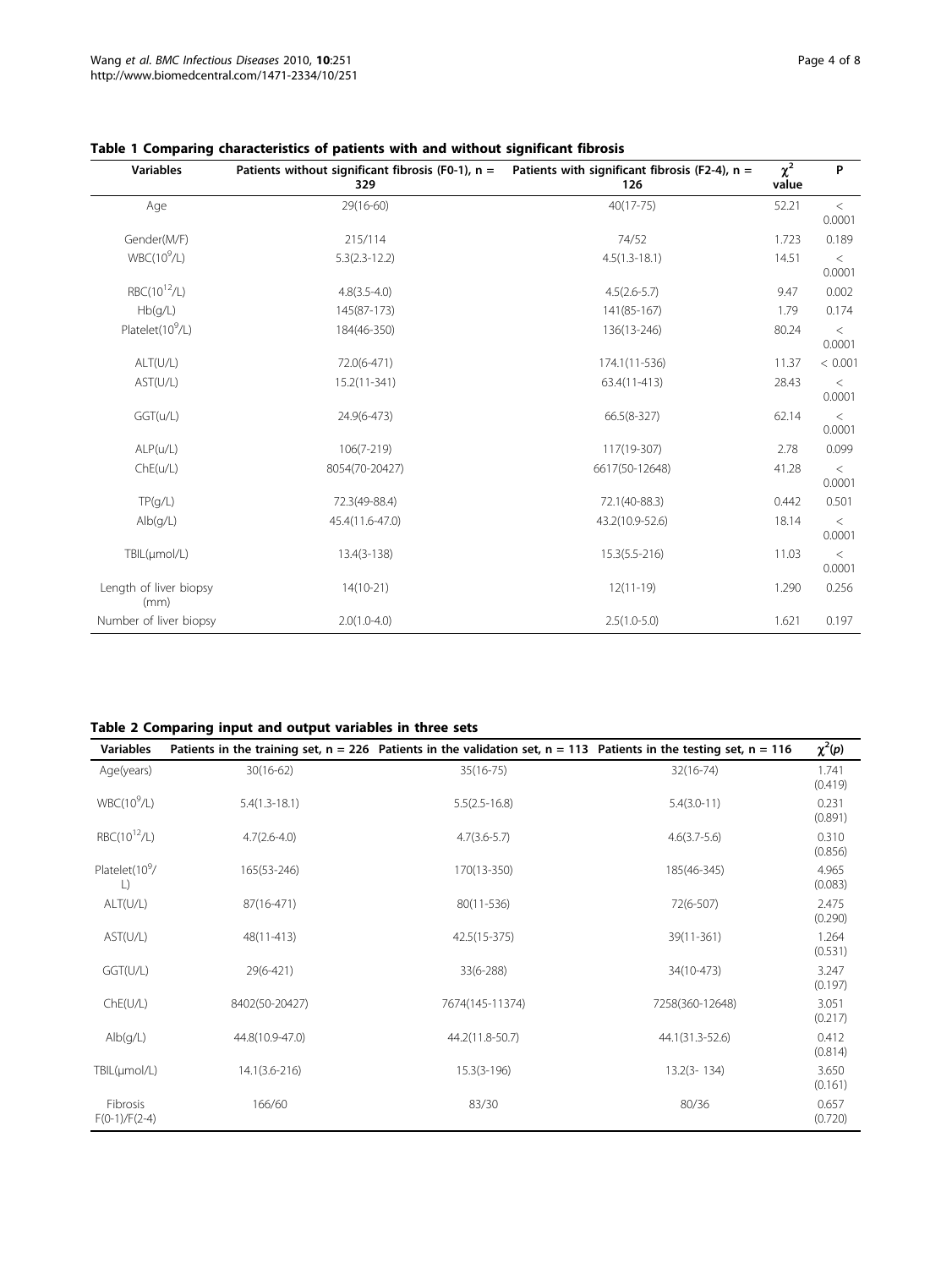**Table 1 Comparing characteristics of patients with and without significant fibrosis**

| Variables | Patients without significant fibrosis (F0-1), n = 329 | Patients with significant fibrosis (F2-4), n = 126 | $\chi^2$ value | P |
|---|---|---|---|---|
| Age | 29(16-60) | 40(17-75) | 52.21 | < 0.0001 |
| Gender(M/F) | 215/114 | 74/52 | 1.723 | 0.189 |
| WBC($10^9$/L) | 5.3(2.3-12.2) | 4.5(1.3-18.1) | 14.51 | < 0.0001 |
| RBC($10^{12}$/L) | 4.8(3.5-4.0) | 4.5(2.6-5.7) | 9.47 | 0.002 |
| Hb(g/L) | 145(87-173) | 141(85-167) | 1.79 | 0.174 |
| Platelet($10^9$/L) | 184(46-350) | 136(13-246) | 80.24 | < 0.0001 |
| ALT(U/L) | 72.0(6-471) | 174.1(11-536) | 11.37 | < 0.001 |
| AST(U/L) | 15.2(11-341) | 63.4(11-413) | 28.43 | < 0.0001 |
| GGT(u/L) | 24.9(6-473) | 66.5(8-327) | 62.14 | < 0.0001 |
| ALP(u/L) | 106(7-219) | 117(19-307) | 2.78 | 0.099 |
| ChE(u/L) | 8054(70-20427) | 6617(50-12648) | 41.28 | < 0.0001 |
| TP(g/L) | 72.3(49-88.4) | 72.1(40-88.3) | 0.442 | 0.501 |
| Alb(g/L) | 45.4(11.6-47.0) | 43.2(10.9-52.6) | 18.14 | < 0.0001 |
| TBIL(μmol/L) | 13.4(3-138) | 15.3(5.5-216) | 11.03 | < 0.0001 |
| Length of liver biopsy (mm) | 14(10-21) | 12(11-19) | 1.290 | 0.256 |
| Number of liver biopsy | 2.0(1.0-4.0) | 2.5(1.0-5.0) | 1.621 | 0.197 |

**Table 2 Comparing input and output variables in three sets**

| Variables | Patients in the training set, n = 226 | Patients in the validation set, n = 113 | Patients in the testing set, n = 116 | $\chi^2$(*p*) |
|---|---|---|---|---|
| Age(years) | 30(16-62) | 35(16-75) | 32(16-74) | 1.741 (0.419) |
| WBC($10^9$/L) | 5.4(1.3-18.1) | 5.5(2.5-16.8) | 5.4(3.0-11) | 0.231 (0.891) |
| RBC($10^{12}$/L) | 4.7(2.6-4.0) | 4.7(3.6-5.7) | 4.6(3.7-5.6) | 0.310 (0.856) |
| Platelet($10^9$/L) | 165(53-246) | 170(13-350) | 185(46-345) | 4.965 (0.083) |
| ALT(U/L) | 87(16-471) | 80(11-536) | 72(6-507) | 2.475 (0.290) |
| AST(U/L) | 48(11-413) | 42.5(15-375) | 39(11-361) | 1.264 (0.531) |
| GGT(U/L) | 29(6-421) | 33(6-288) | 34(10-473) | 3.247 (0.197) |
| ChE(U/L) | 8402(50-20427) | 7674(145-11374) | 7258(360-12648) | 3.051 (0.217) |
| Alb(g/L) | 44.8(10.9-47.0) | 44.2(11.8-50.7) | 44.1(31.3-52.6) | 0.412 (0.814) |
| TBIL(μmol/L) | 14.1(3.6-216) | 15.3(3-196) | 13.2(3- 134) | 3.650 (0.161) |
| Fibrosis F(0-1)/F(2-4) | 166/60 | 83/30 | 80/36 | 0.657 (0.720) |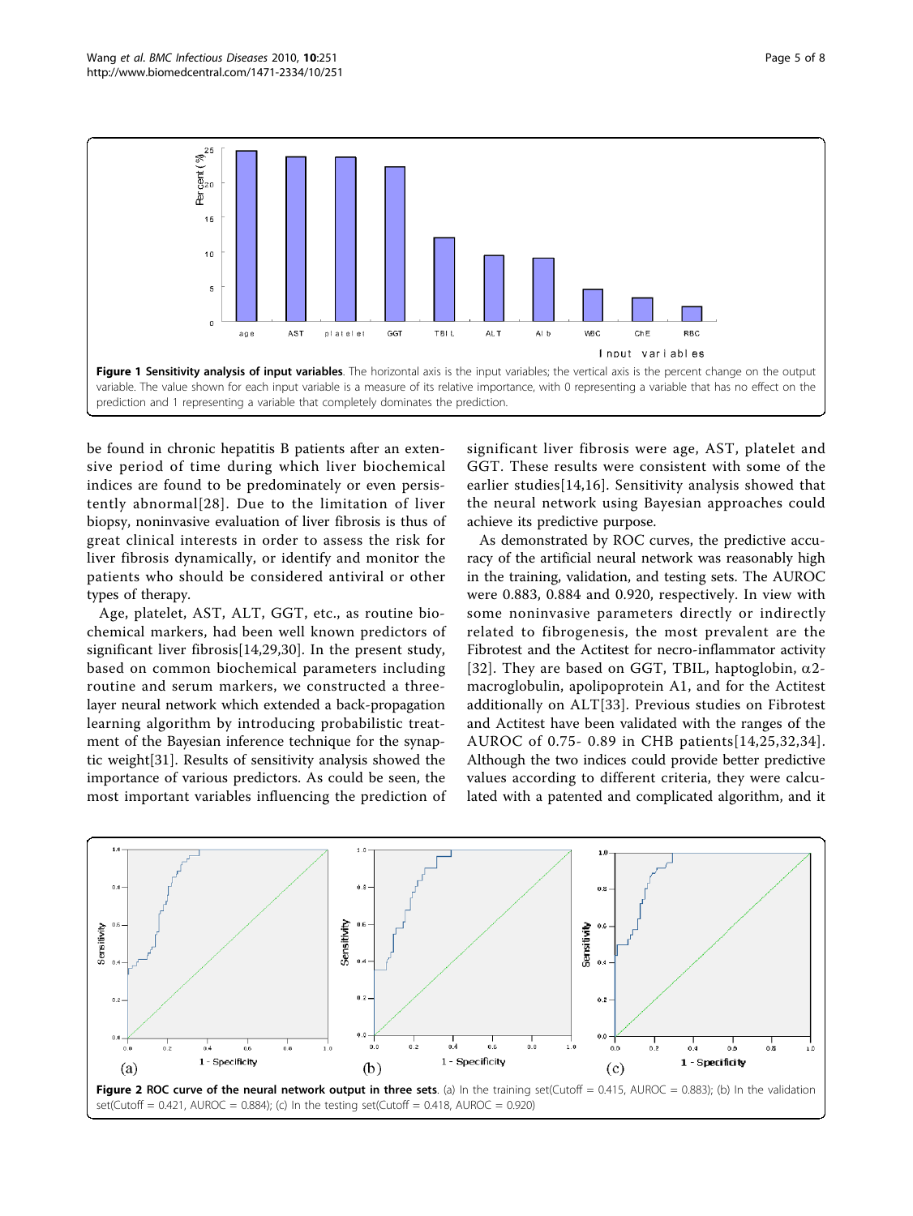**Figure 1 Sensitivity analysis of input variables**. The horizontal axis is the input variables; the vertical axis is the percent change on the output variable. The value shown for each input variable is a measure of its relative importance, with 0 representing a variable that has no effect on the prediction and 1 representing a variable that completely dominates the prediction.

be found in chronic hepatitis B patients after an extensive period of time during which liver biochemical indices are found to be predominately or even persistently abnormal[28]. Due to the limitation of liver biopsy, noninvasive evaluation of liver fibrosis is thus of great clinical interests in order to assess the risk for liver fibrosis dynamically, or identify and monitor the patients who should be considered antiviral or other types of therapy.

Age, platelet, AST, ALT, GGT, etc., as routine biochemical markers, had been well known predictors of significant liver fibrosis[14,29,30]. In the present study, based on common biochemical parameters including routine and serum markers, we constructed a three-layer neural network which extended a back-propagation learning algorithm by introducing probabilistic treatment of the Bayesian inference technique for the synaptic weight[31]. Results of sensitivity analysis showed the importance of various predictors. As could be seen, the most important variables influencing the prediction of significant liver fibrosis were age, AST, platelet and GGT. These results were consistent with some of the earlier studies[14,16]. Sensitivity analysis showed that the neural network using Bayesian approaches could achieve its predictive purpose.

As demonstrated by ROC curves, the predictive accuracy of the artificial neural network was reasonably high in the training, validation, and testing sets. The AUROC were 0.883, 0.884 and 0.920, respectively. In view with some noninvasive parameters directly or indirectly related to fibrogenesis, the most prevalent are the Fibrotest and the Actitest for necro-inflammator activity [32]. They are based on GGT, TBIL, haptoglobin, $\alpha$2-macroglobulin, apolipoprotein A1, and for the Actitest additionally on ALT[33]. Previous studies on Fibrotest and Actitest have been validated with the ranges of the AUROC of 0.75- 0.89 in CHB patients[14,25,32,34]. Although the two indices could provide better predictive values according to different criteria, they were calculated with a patented and complicated algorithm, and it

**Figure 2 ROC curve of the neural network output in three sets**. (a) In the training set(Cutoff = 0.415, AUROC = 0.883); (b) In the validation set(Cutoff = 0.421, AUROC = 0.884); (c) In the testing set(Cutoff = 0.418, AUROC = 0.920)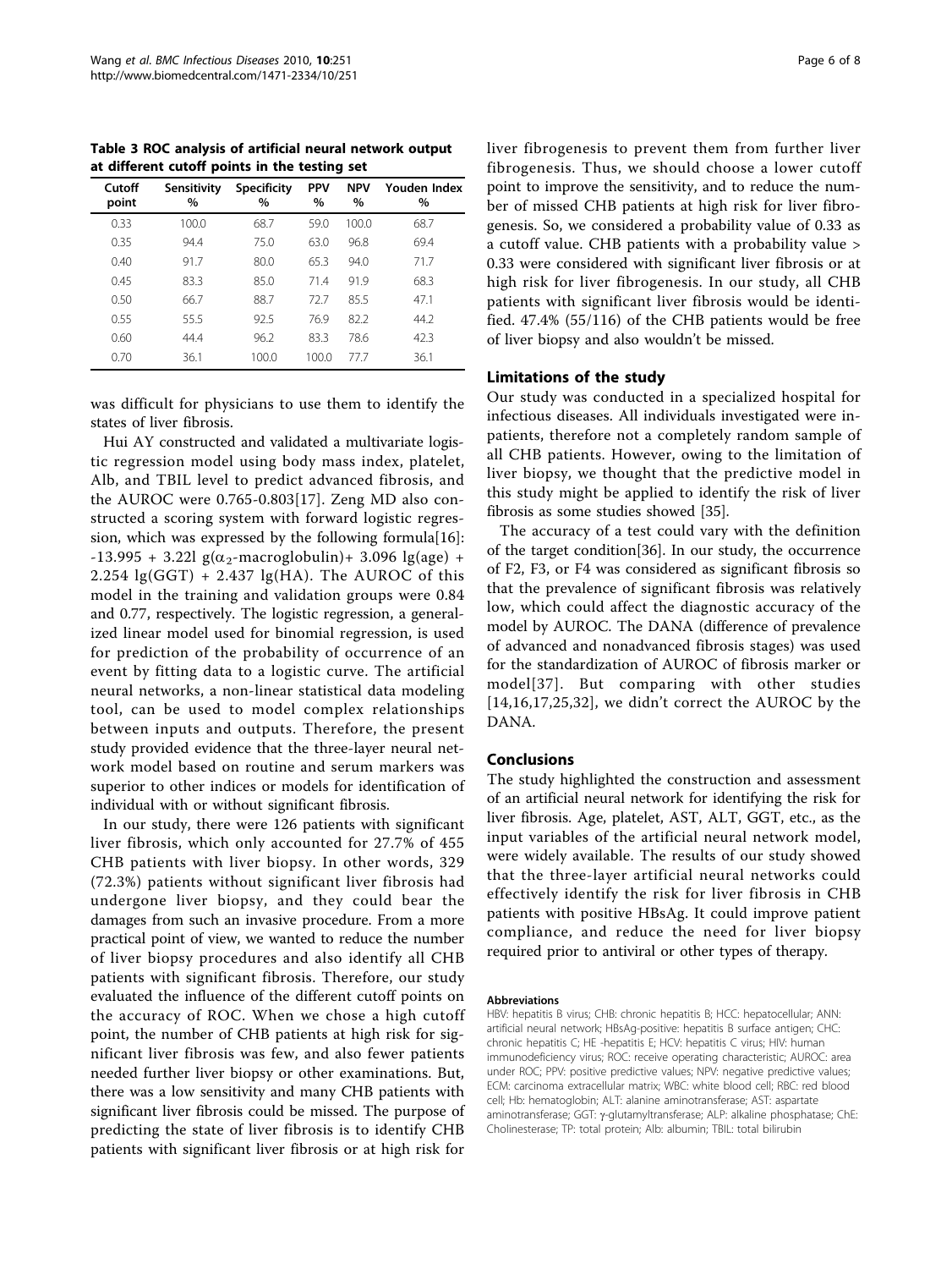Table 3 ROC analysis of artificial neural network output at different cutoff points in the testing set

| Cutoff point | Sensitivity % | Specificity % | PPV % | NPV % | Youden Index % |
|---|---|---|---|---|---|
| 0.33 | 100.0 | 68.7 | 59.0 | 100.0 | 68.7 |
| 0.35 | 94.4 | 75.0 | 63.0 | 96.8 | 69.4 |
| 0.40 | 91.7 | 80.0 | 65.3 | 94.0 | 71.7 |
| 0.45 | 83.3 | 85.0 | 71.4 | 91.9 | 68.3 |
| 0.50 | 66.7 | 88.7 | 72.7 | 85.5 | 47.1 |
| 0.55 | 55.5 | 92.5 | 76.9 | 82.2 | 44.2 |
| 0.60 | 44.4 | 96.2 | 83.3 | 78.6 | 42.3 |
| 0.70 | 36.1 | 100.0 | 100.0 | 77.7 | 36.1 |

was difficult for physicians to use them to identify the states of liver fibrosis.

Hui AY constructed and validated a multivariate logistic regression model using body mass index, platelet, Alb, and TBIL level to predict advanced fibrosis, and the AUROC were 0.765-0.803[17]. Zeng MD also constructed a scoring system with forward logistic regression, which was expressed by the following formula[16]: $-13.995 + 3.22l\ g(\alpha_2\text{-macroglobulin}) + 3.096\ lg(\text{age}) + 2.254\ lg(\text{GGT}) + 2.437\ lg(\text{HA})$. The AUROC of this model in the training and validation groups were 0.84 and 0.77, respectively. The logistic regression, a generalized linear model used for binomial regression, is used for prediction of the probability of occurrence of an event by fitting data to a logistic curve. The artificial neural networks, a non-linear statistical data modeling tool, can be used to model complex relationships between inputs and outputs. Therefore, the present study provided evidence that the three-layer neural network model based on routine and serum markers was superior to other indices or models for identification of individual with or without significant fibrosis.

In our study, there were 126 patients with significant liver fibrosis, which only accounted for 27.7% of 455 CHB patients with liver biopsy. In other words, 329 (72.3%) patients without significant liver fibrosis had undergone liver biopsy, and they could bear the damages from such an invasive procedure. From a more practical point of view, we wanted to reduce the number of liver biopsy procedures and also identify all CHB patients with significant fibrosis. Therefore, our study evaluated the influence of the different cutoff points on the accuracy of ROC. When we chose a high cutoff point, the number of CHB patients at high risk for significant liver fibrosis was few, and also fewer patients needed further liver biopsy or other examinations. But, there was a low sensitivity and many CHB patients with significant liver fibrosis could be missed. The purpose of predicting the state of liver fibrosis is to identify CHB patients with significant liver fibrosis or at high risk for liver fibrogenesis to prevent them from further liver fibrogenesis. Thus, we should choose a lower cutoff point to improve the sensitivity, and to reduce the number of missed CHB patients at high risk for liver fibrogenesis. So, we considered a probability value of 0.33 as a cutoff value. CHB patients with a probability value > 0.33 were considered with significant liver fibrosis or at high risk for liver fibrogenesis. In our study, all CHB patients with significant liver fibrosis would be identified. 47.4% (55/116) of the CHB patients would be free of liver biopsy and also wouldn't be missed.

## Limitations of the study

Our study was conducted in a specialized hospital for infectious diseases. All individuals investigated were inpatients, therefore not a completely random sample of all CHB patients. However, owing to the limitation of liver biopsy, we thought that the predictive model in this study might be applied to identify the risk of liver fibrosis as some studies showed [35].

The accuracy of a test could vary with the definition of the target condition[36]. In our study, the occurrence of F2, F3, or F4 was considered as significant fibrosis so that the prevalence of significant fibrosis was relatively low, which could affect the diagnostic accuracy of the model by AUROC. The DANA (difference of prevalence of advanced and nonadvanced fibrosis stages) was used for the standardization of AUROC of fibrosis marker or model[37]. But comparing with other studies [14,16,17,25,32], we didn't correct the AUROC by the DANA.

## Conclusions

The study highlighted the construction and assessment of an artificial neural network for identifying the risk for liver fibrosis. Age, platelet, AST, ALT, GGT, etc., as the input variables of the artificial neural network model, were widely available. The results of our study showed that the three-layer artificial neural networks could effectively identify the risk for liver fibrosis in CHB patients with positive HBsAg. It could improve patient compliance, and reduce the need for liver biopsy required prior to antiviral or other types of therapy.

#### Abbreviations

HBV: hepatitis B virus; CHB: chronic hepatitis B; HCC: hepatocellular; ANN: artificial neural network; HBsAg-positive: hepatitis B surface antigen; CHC: chronic hepatitis C; HE -hepatitis E; HCV: hepatitis C virus; HIV: human immunodeficiency virus; ROC: receive operating characteristic; AUROC: area under ROC; PPV: positive predictive values; NPV: negative predictive values; ECM: carcinoma extracellular matrix; WBC: white blood cell; RBC: red blood cell; Hb: hematoglobin; ALT: alanine aminotransferase; AST: aspartate aminotransferase; GGT: γ-glutamyltransferase; ALP: alkaline phosphatase; ChE: Cholinesterase; TP: total protein; Alb: albumin; TBIL: total bilirubin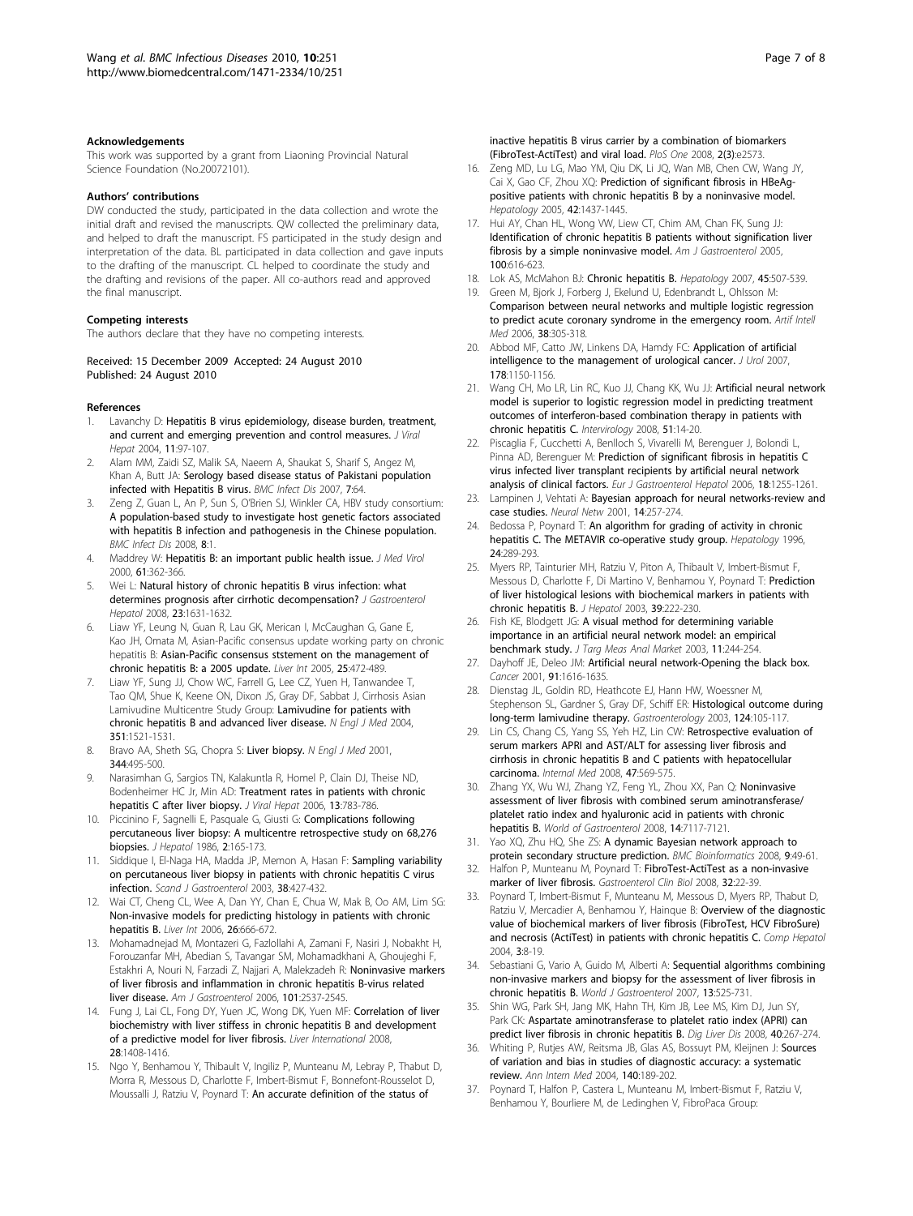### Acknowledgements

This work was supported by a grant from Liaoning Provincial Natural Science Foundation (No.20072101).

### Authors' contributions

DW conducted the study, participated in the data collection and wrote the initial draft and revised the manuscripts. QW collected the preliminary data, and helped to draft the manuscript. FS participated in the study design and interpretation of the data. BL participated in data collection and gave inputs to the drafting of the manuscript. CL helped to coordinate the study and the drafting and revisions of the paper. All co-authors read and approved the final manuscript.

### Competing interests

The authors declare that they have no competing interests.

Received: 15 December 2009 Accepted: 24 August 2010
Published: 24 August 2010

### References

1. Lavanchy D: **Hepatitis B virus epidemiology, disease burden, treatment, and current and emerging prevention and control measures.** *J Viral Hepat* 2004, **11**:97-107.
2. Alam MM, Zaidi SZ, Malik SA, Naeem A, Shaukat S, Sharif S, Angez M, Khan A, Butt JA: **Serology based disease status of Pakistani population infected with Hepatitis B virus.** *BMC Infect Dis* 2007, **7**:64.
3. Zeng Z, Guan L, An P, Sun S, O'Brien SJ, Winkler CA, HBV study consortium: **A population-based study to investigate host genetic factors associated with hepatitis B infection and pathogenesis in the Chinese population.** *BMC Infect Dis* 2008, **8**:1.
4. Maddrey W: **Hepatitis B: an important public health issue.** *J Med Virol* 2000, **61**:362-366.
5. Wei L: **Natural history of chronic hepatitis B virus infection: what determines prognosis after cirrhotic decompensation?** *J Gastroenterol Hepatol* 2008, **23**:1631-1632.
6. Liaw YF, Leung N, Guan R, Lau GK, Merican I, McCaughan G, Gane E, Kao JH, Omata M, Asian-Pacific consensus update working party on chronic hepatitis B: **Asian-Pacific consensus ststement on the management of chronic hepatitis B: a 2005 update.** *Liver Int* 2005, **25**:472-489.
7. Liaw YF, Sung JJ, Chow WC, Farrell G, Lee CZ, Yuen H, Tanwandee T, Tao QM, Shue K, Keene ON, Dixon JS, Gray DF, Sabbat J, Cirrhosis Asian Lamivudine Multicentre Study Group: **Lamivudine for patients with chronic hepatitis B and advanced liver disease.** *N Engl J Med* 2004, **351**:1521-1531.
8. Bravo AA, Sheth SG, Chopra S: **Liver biopsy.** *N Engl J Med* 2001, **344**:495-500.
9. Narasimhan G, Sargios TN, Kalakuntla R, Homel P, Clain DJ, Theise ND, Bodenheimer HC Jr, Min AD: **Treatment rates in patients with chronic hepatitis C after liver biopsy.** *J Viral Hepat* 2006, **13**:783-786.
10. Piccinino F, Sagnelli E, Pasquale G, Giusti G: **Complications following percutaneous liver biopsy: A multicentre retrospective study on 68,276 biopsies.** *J Hepatol* 1986, **2**:165-173.
11. Siddique I, El-Naga HA, Madda JP, Memon A, Hasan F: **Sampling variability on percutaneous liver biopsy in patients with chronic hepatitis C virus infection.** *Scand J Gastroenterol* 2003, **38**:427-432.
12. Wai CT, Cheng CL, Wee A, Dan YY, Chan E, Chua W, Mak B, Oo AM, Lim SG: **Non-invasive models for predicting histology in patients with chronic hepatitis B.** *Liver Int* 2006, **26**:666-672.
13. Mohamadnejad M, Montazeri G, Fazlollahi A, Zamani F, Nasiri J, Nobakht H, Forouzanfar MH, Abedian S, Tavangar SM, Mohamadkhani A, Ghoujeghi F, Estakhri A, Nouri N, Farzadi Z, Najjari A, Malekzadeh R: **Noninvasive markers of liver fibrosis and inflammation in chronic hepatitis B-virus related liver disease.** *Am J Gastroenterol* 2006, **101**:2537-2545.
14. Fung J, Lai CL, Fong DY, Yuen JC, Wong DK, Yuen MF: **Correlation of liver biochemistry with liver stiffess in chronic hepatitis B and development of a predictive model for liver fibrosis.** *Liver International* 2008, **28**:1408-1416.
15. Ngo Y, Benhamou Y, Thibault V, Ingiliz P, Munteanu M, Lebray P, Thabut D, Morra R, Messous D, Charlotte F, Imbert-Bismut F, Bonnefont-Rousselot D, Moussalli J, Ratziu V, Poynard T: **An accurate definition of the status of inactive hepatitis B virus carrier by a combination of biomarkers (FibroTest-ActiTest) and viral load.** *PloS One* 2008, **2(3)**:e2573.
16. Zeng MD, Lu LG, Mao YM, Qiu DK, Li JQ, Wan MB, Chen CW, Wang JY, Cai X, Gao CF, Zhou XQ: **Prediction of significant fibrosis in HBeAg-positive patients with chronic hepatitis B by a noninvasive model.** *Hepatology* 2005, **42**:1437-1445.
17. Hui AY, Chan HL, Wong VW, Liew CT, Chim AM, Chan FK, Sung JJ: **Identification of chronic hepatitis B patients without signification liver fibrosis by a simple noninvasive model.** *Am J Gastroenterol* 2005, **100**:616-623.
18. Lok AS, McMahon BJ: **Chronic hepatitis B.** *Hepatology* 2007, **45**:507-539.
19. Green M, Bjork J, Forberg J, Ekelund U, Edenbrandt L, Ohlsson M: **Comparison between neural networks and multiple logistic regression to predict acute coronary syndrome in the emergency room.** *Artif Intell Med* 2006, **38**:305-318.
20. Abbod MF, Catto JW, Linkens DA, Hamdy FC: **Application of artificial intelligence to the management of urological cancer.** *J Urol* 2007, **178**:1150-1156.
21. Wang CH, Mo LR, Lin RC, Kuo JJ, Chang KK, Wu JJ: **Artificial neural network model is superior to logistic regression model in predicting treatment outcomes of interferon-based combination therapy in patients with chronic hepatitis C.** *Intervirology* 2008, **51**:14-20.
22. Piscaglia F, Cucchetti A, Benlloch S, Vivarelli M, Berenguer J, Bolondi L, Pinna AD, Berenguer M: **Prediction of significant fibrosis in hepatitis C virus infected liver transplant recipients by artificial neural network analysis of clinical factors.** *Eur J Gastroenterol Hepatol* 2006, **18**:1255-1261.
23. Lampinen J, Vehtati A: **Bayesian approach for neural networks-review and case studies.** *Neural Netw* 2001, **14**:257-274.
24. Bedossa P, Poynard T: **An algorithm for grading of activity in chronic hepatitis C. The METAVIR co-operative study group.** *Hepatology* 1996, **24**:289-293.
25. Myers RP, Tainturier MH, Ratziu V, Piton A, Thibault V, Imbert-Bismut F, Messous D, Charlotte F, Di Martino V, Benhamou Y, Poynard T: **Prediction of liver histological lesions with biochemical markers in patients with chronic hepatitis B.** *J Hepatol* 2003, **39**:222-230.
26. Fish KE, Blodgett JG: **A visual method for determining variable importance in an artificial neural network model: an empirical benchmark study.** *J Targ Meas Anal Market* 2003, **11**:244-254.
27. Dayhoff JE, Deleo JM: **Artificial neural network-Opening the black box.** *Cancer* 2001, **91**:1616-1635.
28. Dienstag JL, Goldin RD, Heathcote EJ, Hann HW, Woessner M, Stephenson SL, Gardner S, Gray DF, Schiff ER: **Histological outcome during long-term lamivudine therapy.** *Gastroenterology* 2003, **124**:105-117.
29. Lin CS, Chang CS, Yang SS, Yeh HZ, Lin CW: **Retrospective evaluation of serum markers APRI and AST/ALT for assessing liver fibrosis and cirrhosis in chronic hepatitis B and C patients with hepatocellular carcinoma.** *Internal Med* 2008, **47**:569-575.
30. Zhang YX, Wu WJ, Zhang YZ, Feng YL, Zhou XX, Pan Q: **Noninvasive assessment of liver fibrosis with combined serum aminotransferase/platelet ratio index and hyaluronic acid in patients with chronic hepatitis B.** *World of Gastroenterol* 2008, **14**:7117-7121.
31. Yao XQ, Zhu HQ, She ZS: **A dynamic Bayesian network approach to protein secondary structure prediction.** *BMC Bioinformatics* 2008, **9**:49-61.
32. Halfon P, Munteanu M, Poynard T: **FibroTest-ActiTest as a non-invasive marker of liver fibrosis.** *Gastroenterol Clin Biol* 2008, **32**:22-39.
33. Poynard T, Imbert-Bismut F, Munteanu M, Messous D, Myers RP, Thabut D, Ratziu V, Mercadier A, Benhamou Y, Hainque B: **Overview of the diagnostic value of biochemical markers of liver fibrosis (FibroTest, HCV FibroSure) and necrosis (ActiTest) in patients with chronic hepatitis C.** *Comp Hepatol* 2004, **3**:8-19.
34. Sebastiani G, Vario A, Guido M, Alberti A: **Sequential algorithms combining non-invasive markers and biopsy for the assessment of liver fibrosis in chronic hepatitis B.** *World J Gastroenterol* 2007, **13**:525-731.
35. Shin WG, Park SH, Jang MK, Hahn TH, Kim JB, Lee MS, Kim DJ, Jun SY, Park CK: **Aspartate aminotransferase to platelet ratio index (APRI) can predict liver fibrosis in chronic hepatitis B.** *Dig Liver Dis* 2008, **40**:267-274.
36. Whiting P, Rutjes AW, Reitsma JB, Glas AS, Bossuyt PM, Kleijnen J: **Sources of variation and bias in studies of diagnostic accuracy: a systematic review.** *Ann Intern Med* 2004, **140**:189-202.
37. Poynard T, Halfon P, Castera L, Munteanu M, Imbert-Bismut F, Ratziu V, Benhamou Y, Bourliere M, de Ledinghen V, FibroPaca Group: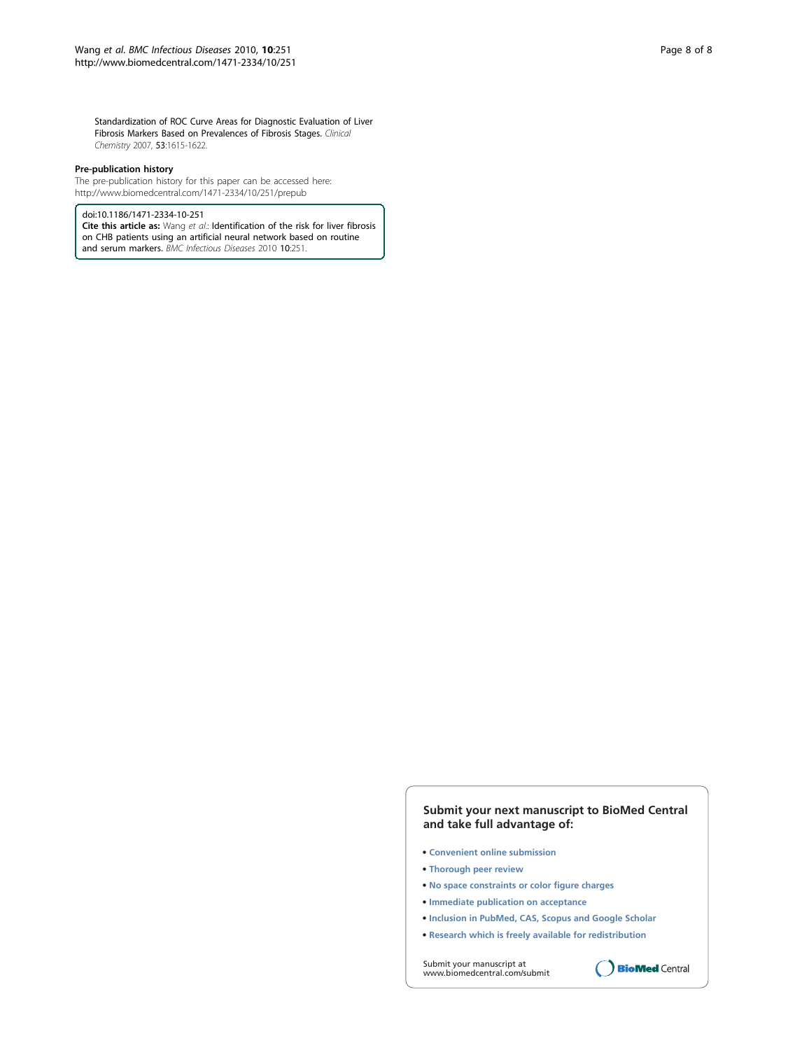Standardization of ROC Curve Areas for Diagnostic Evaluation of Liver Fibrosis Markers Based on Prevalences of Fibrosis Stages. *Clinical Chemistry* 2007, **53**:1615-1622.

**Pre-publication history**

The pre-publication history for this paper can be accessed here:
http://www.biomedcentral.com/1471-2334/10/251/prepub

doi:10.1186/1471-2334-10-251

**Cite this article as:** Wang *et al.*: Identification of the risk for liver fibrosis on CHB patients using an artificial neural network based on routine and serum markers. *BMC Infectious Diseases* 2010 **10**:251.

**Submit your next manuscript to BioMed Central and take full advantage of:**

- **Convenient online submission**
- **Thorough peer review**
- **No space constraints or color figure charges**
- **Immediate publication on acceptance**
- **Inclusion in PubMed, CAS, Scopus and Google Scholar**
- **Research which is freely available for redistribution**

Submit your manuscript at
www.biomedcentral.com/submit

BioMed Central